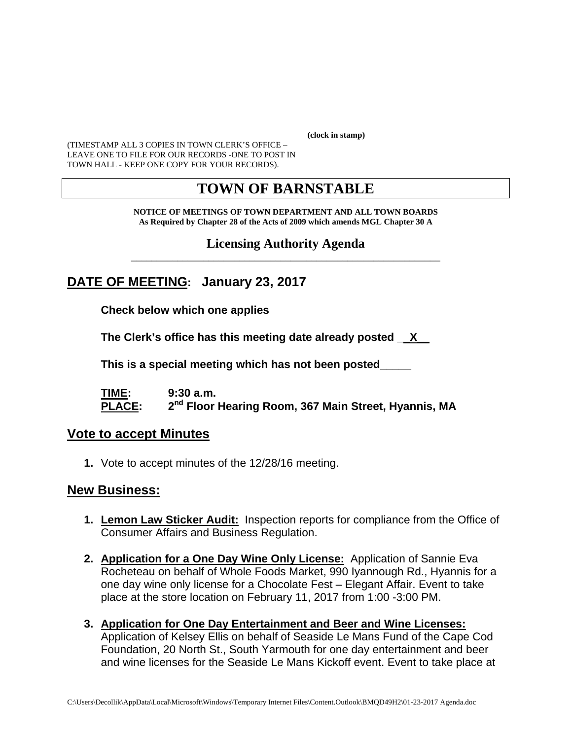(clock in stamp)

(TIMESTAMP ALL 3 COPIES IN TOWN CLERK'S OFFICE – LEAVE ONE TO FILE FOR OUR RECORDS -ONE TO POST IN TOWN HALL - KEEP ONE COPY FOR YOUR RECORDS).

# TOWN OF BARNSTABLE

**NOTICE OF MEETINGS OF TOWN DEPARTMENT AND ALL TOWN BOARDS**
**As Required by Chapter 28 of the Acts of 2009 which amends MGL Chapter 30 A**

## Licensing Authority Agenda

## DATE OF MEETING: January 23, 2017

**Check below which one applies**

**The Clerk's office has this meeting date already posted \_\_X\_\_**

**This is a special meeting which has not been posted\_\_\_\_\_**

**TIME:** **9:30 a.m.**
**PLACE:** **2nd Floor Hearing Room, 367 Main Street, Hyannis, MA**

## Vote to accept Minutes

1. Vote to accept minutes of the 12/28/16 meeting.

## New Business:

1. **Lemon Law Sticker Audit:** Inspection reports for compliance from the Office of Consumer Affairs and Business Regulation.

2. **Application for a One Day Wine Only License:** Application of Sannie Eva Rocheteau on behalf of Whole Foods Market, 990 Iyannough Rd., Hyannis for a one day wine only license for a Chocolate Fest – Elegant Affair. Event to take place at the store location on February 11, 2017 from 1:00 -3:00 PM.

3. **Application for One Day Entertainment and Beer and Wine Licenses:** Application of Kelsey Ellis on behalf of Seaside Le Mans Fund of the Cape Cod Foundation, 20 North St., South Yarmouth for one day entertainment and beer and wine licenses for the Seaside Le Mans Kickoff event. Event to take place at

C:\Users\Decollik\AppData\Local\Microsoft\Windows\Temporary Internet Files\Content.Outlook\BMQD49H2\01-23-2017 Agenda.doc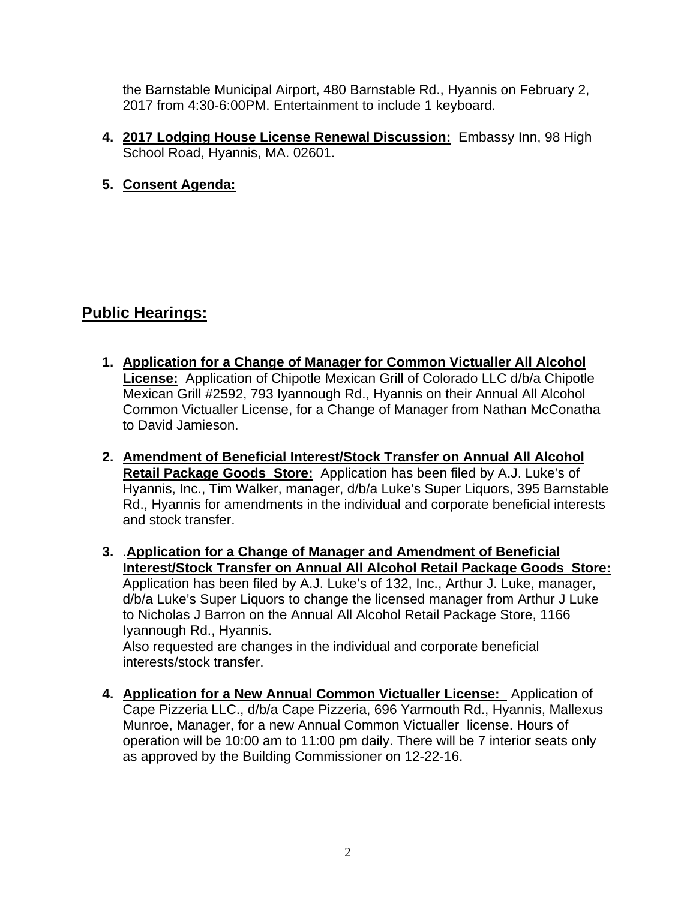the Barnstable Municipal Airport, 480 Barnstable Rd., Hyannis on February 2, 2017 from 4:30-6:00PM. Entertainment to include 1 keyboard.

4. **<u>2017 Lodging House License Renewal Discussion:</u>** Embassy Inn, 98 High School Road, Hyannis, MA. 02601.

5. **<u>Consent Agenda:</u>**

## <u>Public Hearings:</u>

1. **<u>Application for a Change of Manager for Common Victualler All Alcohol License:</u>** Application of Chipotle Mexican Grill of Colorado LLC d/b/a Chipotle Mexican Grill #2592, 793 Iyannough Rd., Hyannis on their Annual All Alcohol Common Victualler License, for a Change of Manager from Nathan McConatha to David Jamieson.

2. **<u>Amendment of Beneficial Interest/Stock Transfer on Annual All Alcohol Retail Package Goods Store:</u>** Application has been filed by A.J. Luke's of Hyannis, Inc., Tim Walker, manager, d/b/a Luke's Super Liquors, 395 Barnstable Rd., Hyannis for amendments in the individual and corporate beneficial interests and stock transfer.

3. .**<u>Application for a Change of Manager and Amendment of Beneficial Interest/Stock Transfer on Annual All Alcohol Retail Package Goods Store:</u>** Application has been filed by A.J. Luke's of 132, Inc., Arthur J. Luke, manager, d/b/a Luke's Super Liquors to change the licensed manager from Arthur J Luke to Nicholas J Barron on the Annual All Alcohol Retail Package Store, 1166 Iyannough Rd., Hyannis.
   Also requested are changes in the individual and corporate beneficial interests/stock transfer.

4. **<u>Application for a New Annual Common Victualler License:</u>** Application of Cape Pizzeria LLC., d/b/a Cape Pizzeria, 696 Yarmouth Rd., Hyannis, Mallexus Munroe, Manager, for a new Annual Common Victualler license. Hours of operation will be 10:00 am to 11:00 pm daily. There will be 7 interior seats only as approved by the Building Commissioner on 12-22-16.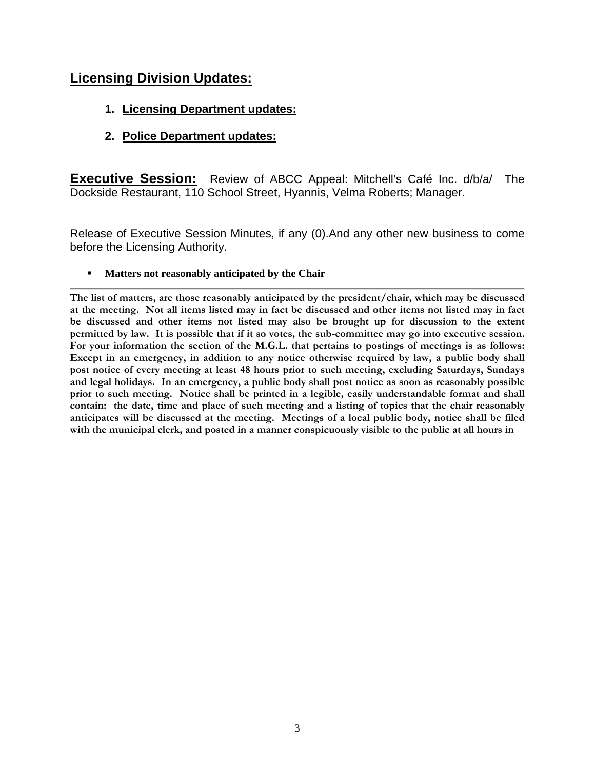## Licensing Division Updates:

1. **Licensing Department updates:**

2. **Police Department updates:**

**Executive Session:** Review of ABCC Appeal: Mitchell's Café Inc. d/b/a/ The Dockside Restaurant, 110 School Street, Hyannis, Velma Roberts; Manager.

Release of Executive Session Minutes, if any (0).And any other new business to come before the Licensing Authority.

- **Matters not reasonably anticipated by the Chair**

---

**The list of matters, are those reasonably anticipated by the president/chair, which may be discussed at the meeting. Not all items listed may in fact be discussed and other items not listed may in fact be discussed and other items not listed may also be brought up for discussion to the extent permitted by law. It is possible that if it so votes, the sub-committee may go into executive session. For your information the section of the M.G.L. that pertains to postings of meetings is as follows: Except in an emergency, in addition to any notice otherwise required by law, a public body shall post notice of every meeting at least 48 hours prior to such meeting, excluding Saturdays, Sundays and legal holidays. In an emergency, a public body shall post notice as soon as reasonably possible prior to such meeting. Notice shall be printed in a legible, easily understandable format and shall contain: the date, time and place of such meeting and a listing of topics that the chair reasonably anticipates will be discussed at the meeting. Meetings of a local public body, notice shall be filed with the municipal clerk, and posted in a manner conspicuously visible to the public at all hours in**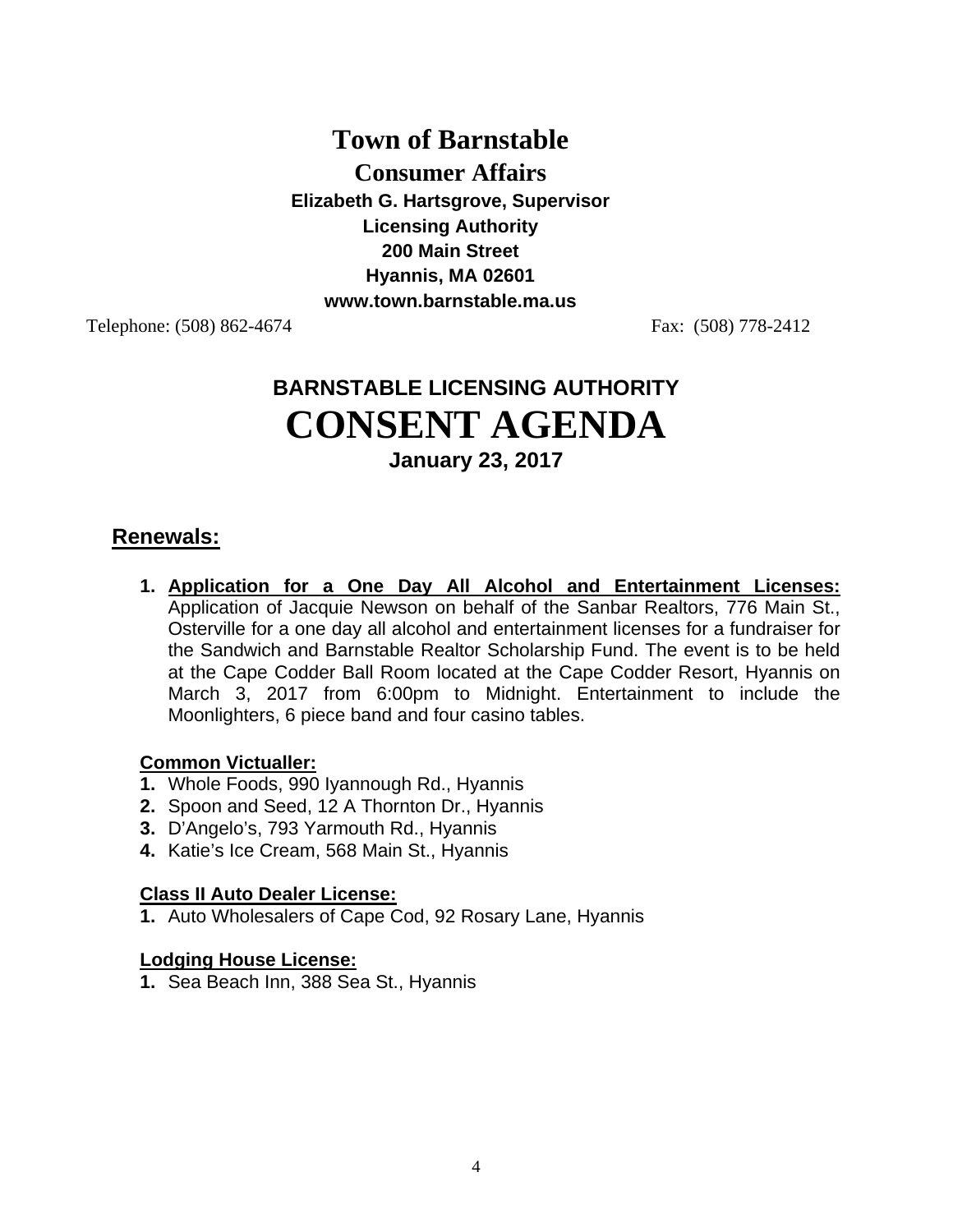# Town of Barnstable

## Consumer Affairs

**Elizabeth G. Hartsgrove, Supervisor**
**Licensing Authority**
**200 Main Street**
**Hyannis, MA 02601**
**www.town.barnstable.ma.us**

Telephone: (508) 862-4674 Fax: (508) 778-2412

## BARNSTABLE LICENSING AUTHORITY

# CONSENT AGENDA

**January 23, 2017**

## Renewals:

1. **Application for a One Day All Alcohol and Entertainment Licenses:** Application of Jacquie Newson on behalf of the Sanbar Realtors, 776 Main St., Osterville for a one day all alcohol and entertainment licenses for a fundraiser for the Sandwich and Barnstable Realtor Scholarship Fund. The event is to be held at the Cape Codder Ball Room located at the Cape Codder Resort, Hyannis on March 3, 2017 from 6:00pm to Midnight. Entertainment to include the Moonlighters, 6 piece band and four casino tables.

### Common Victualler:

1. Whole Foods, 990 Iyannough Rd., Hyannis
2. Spoon and Seed, 12 A Thornton Dr., Hyannis
3. D'Angelo's, 793 Yarmouth Rd., Hyannis
4. Katie's Ice Cream, 568 Main St., Hyannis

### Class II Auto Dealer License:

1. Auto Wholesalers of Cape Cod, 92 Rosary Lane, Hyannis

### Lodging House License:

1. Sea Beach Inn, 388 Sea St., Hyannis